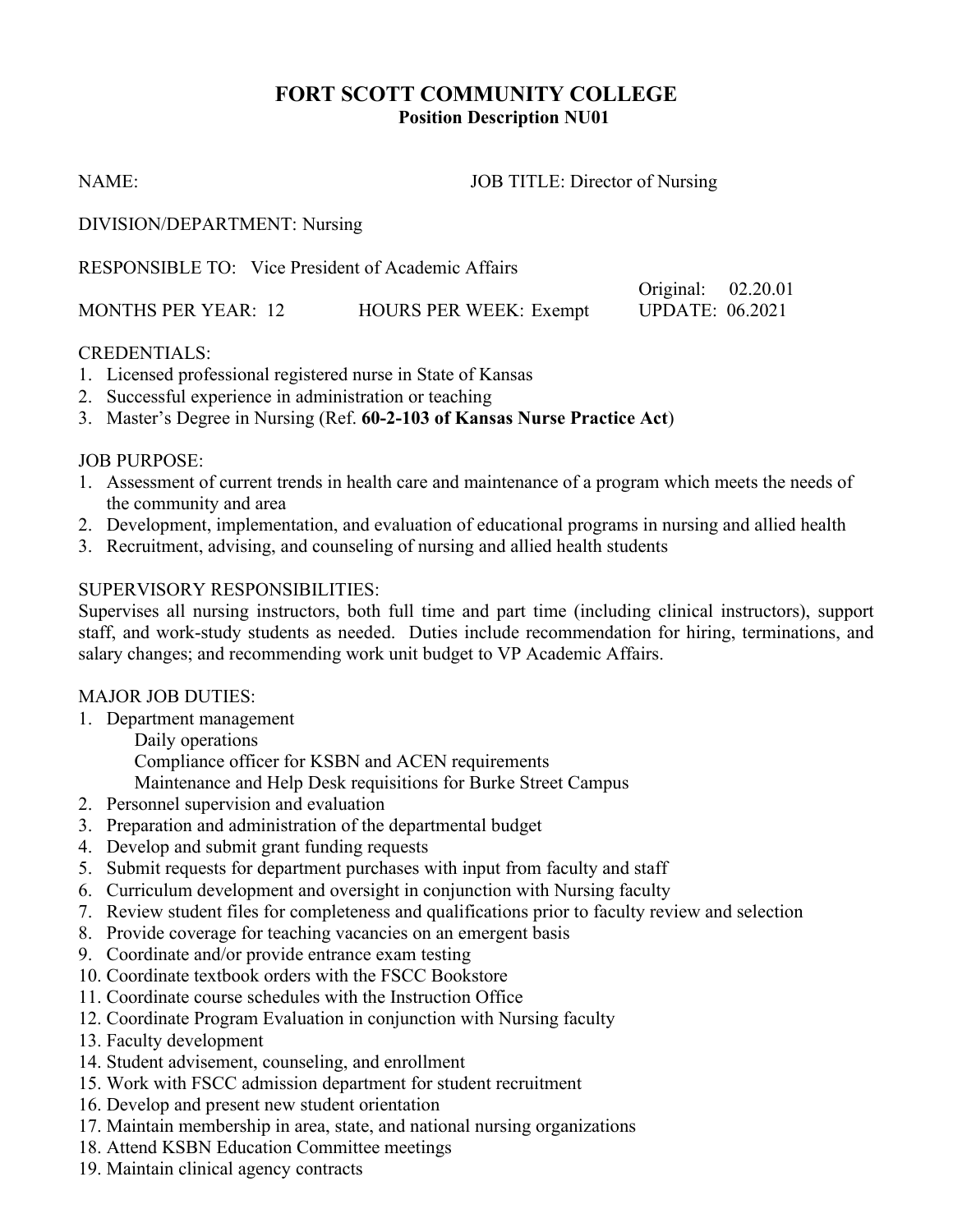# FORT SCOTT COMMUNITY COLLEGE

## Position Description NU01

NAME: JOB TITLE: Director of Nursing

DIVISION/DEPARTMENT: Nursing

RESPONSIBLE TO: Vice President of Academic Affairs

Original: 02.20.01

MONTHS PER YEAR: 12 HOURS PER WEEK: Exempt UPDATE: 06.2021

CREDENTIALS:

1. Licensed professional registered nurse in State of Kansas
2. Successful experience in administration or teaching
3. Master's Degree in Nursing (Ref. **60-2-103 of Kansas Nurse Practice Act**)

JOB PURPOSE:

1. Assessment of current trends in health care and maintenance of a program which meets the needs of the community and area
2. Development, implementation, and evaluation of educational programs in nursing and allied health
3. Recruitment, advising, and counseling of nursing and allied health students

SUPERVISORY RESPONSIBILITIES:

Supervises all nursing instructors, both full time and part time (including clinical instructors), support staff, and work-study students as needed. Duties include recommendation for hiring, terminations, and salary changes; and recommending work unit budget to VP Academic Affairs.

MAJOR JOB DUTIES:

1. Department management
   - Daily operations
   - Compliance officer for KSBN and ACEN requirements
   - Maintenance and Help Desk requisitions for Burke Street Campus
2. Personnel supervision and evaluation
3. Preparation and administration of the departmental budget
4. Develop and submit grant funding requests
5. Submit requests for department purchases with input from faculty and staff
6. Curriculum development and oversight in conjunction with Nursing faculty
7. Review student files for completeness and qualifications prior to faculty review and selection
8. Provide coverage for teaching vacancies on an emergent basis
9. Coordinate and/or provide entrance exam testing
10. Coordinate textbook orders with the FSCC Bookstore
11. Coordinate course schedules with the Instruction Office
12. Coordinate Program Evaluation in conjunction with Nursing faculty
13. Faculty development
14. Student advisement, counseling, and enrollment
15. Work with FSCC admission department for student recruitment
16. Develop and present new student orientation
17. Maintain membership in area, state, and national nursing organizations
18. Attend KSBN Education Committee meetings
19. Maintain clinical agency contracts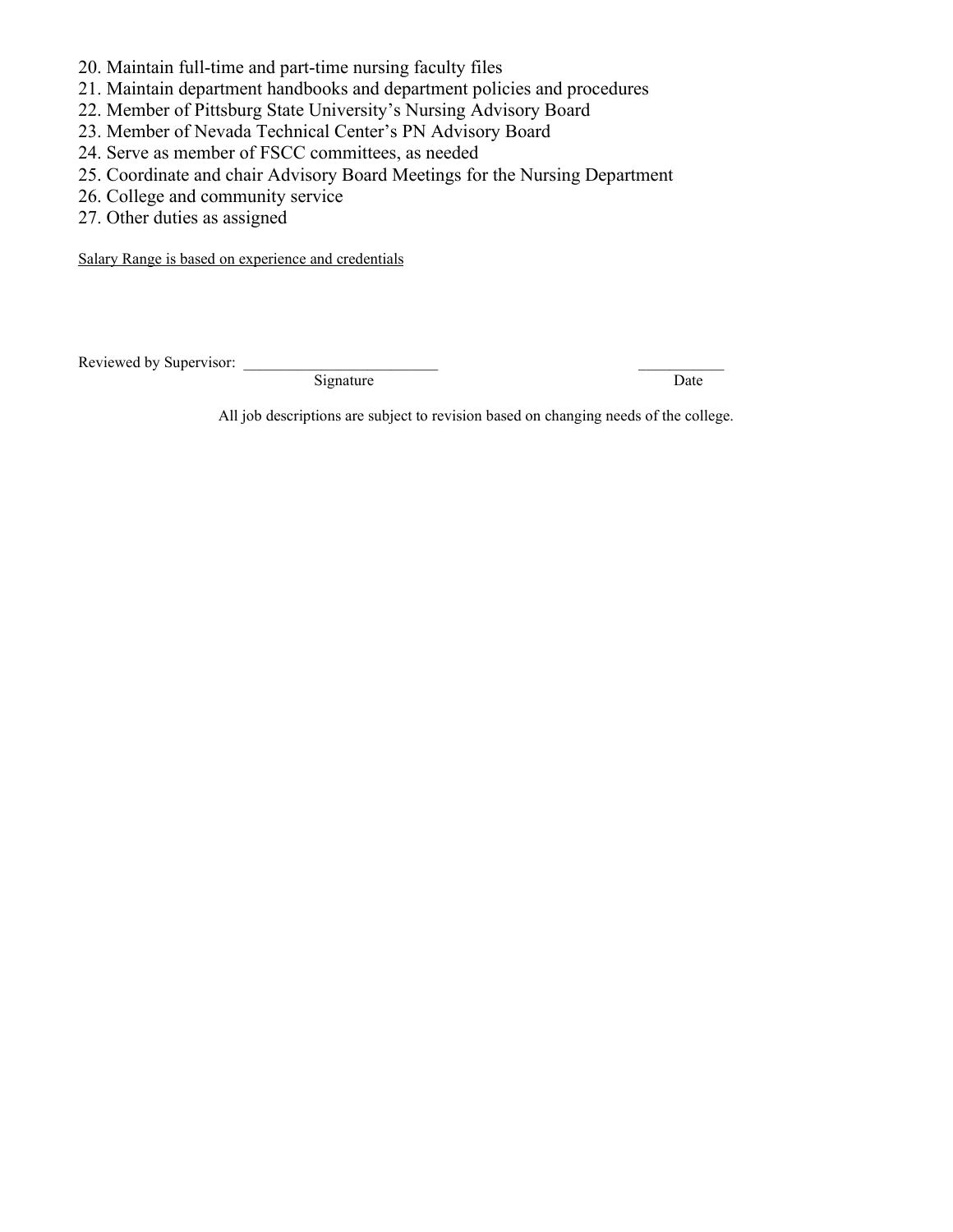20. Maintain full-time and part-time nursing faculty files
21. Maintain department handbooks and department policies and procedures
22. Member of Pittsburg State University's Nursing Advisory Board
23. Member of Nevada Technical Center's PN Advisory Board
24. Serve as member of FSCC committees, as needed
25. Coordinate and chair Advisory Board Meetings for the Nursing Department
26. College and community service
27. Other duties as assigned

<u>Salary Range is based on experience and credentials</u>

Reviewed by Supervisor: _________________________ ___________

Signature Date

All job descriptions are subject to revision based on changing needs of the college.